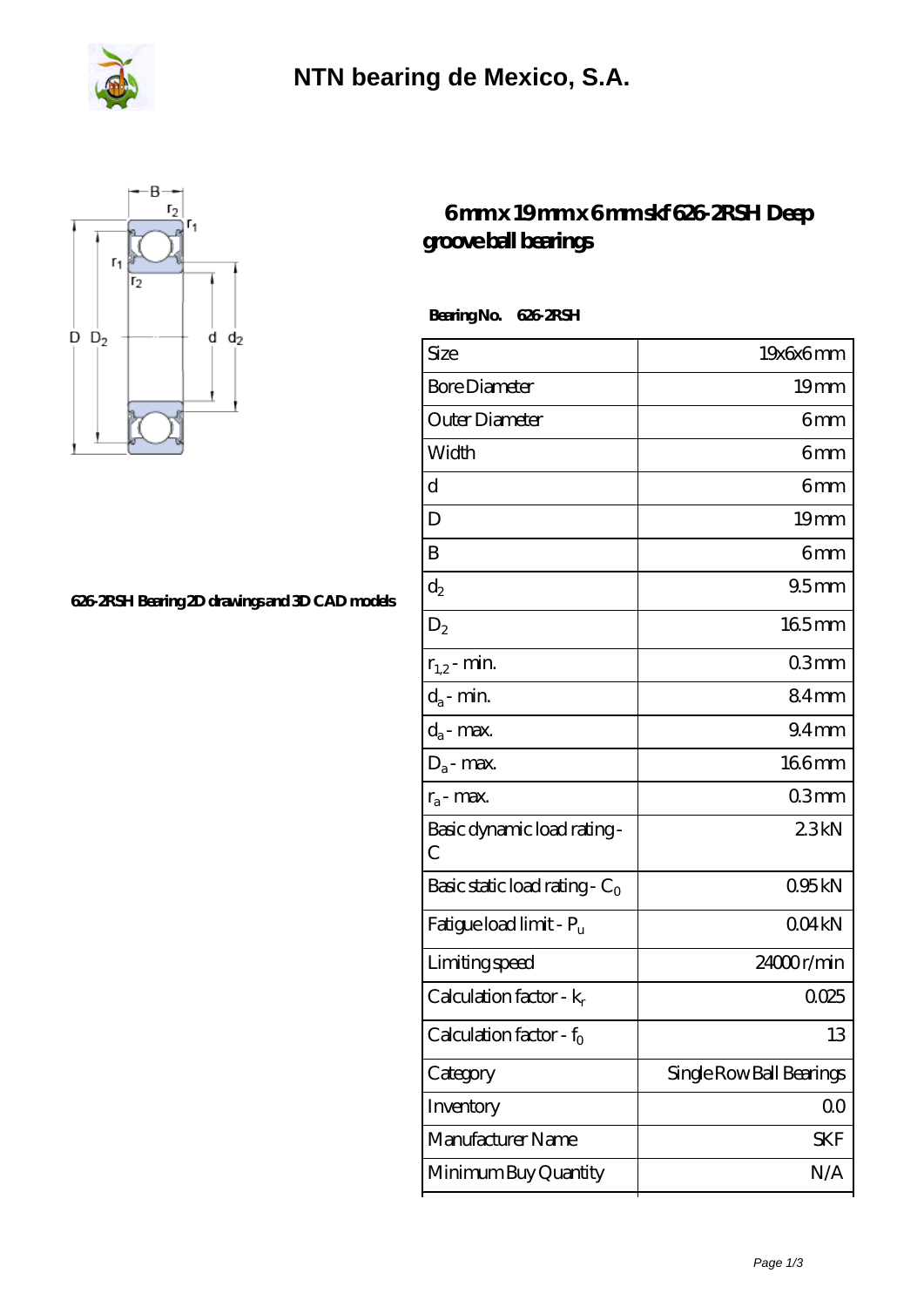# NTN bearing de Mexico, S.A.

626-2RSH Bearing 2D drawings and 3D CAD models

## 6mm x 19mm x 6mm skf 626-2RSH Deep groove ball bearings

**Bearing No.** 626-2RSH

| Size | 19x6x6 mm |
|---|---|
| Bore Diameter | 19 mm |
| Outer Diameter | 6 mm |
| Width | 6 mm |
| d | 6 mm |
| D | 19 mm |
| B | 6 mm |
| $d_2$ | 9.5 mm |
| $D_2$ | 16.5 mm |
| $r_{1,2}$ - min. | 0.3 mm |
| $d_a$ - min. | 8.4 mm |
| $d_a$ - max. | 9.4 mm |
| $D_a$ - max. | 16.6 mm |
| $r_a$ - max. | 0.3 mm |
| Basic dynamic load rating - C | 2.3 kN |
| Basic static load rating - $C_0$ | 0.95 kN |
| Fatigue load limit - $P_u$ | 0.04 kN |
| Limiting speed | 24000 r/min |
| Calculation factor - $k_r$ | 0.025 |
| Calculation factor - $f_0$ | 13 |
| Category | Single Row Ball Bearings |
| Inventory | 0.0 |
| Manufacturer Name | SKF |
| Minimum Buy Quantity | N/A |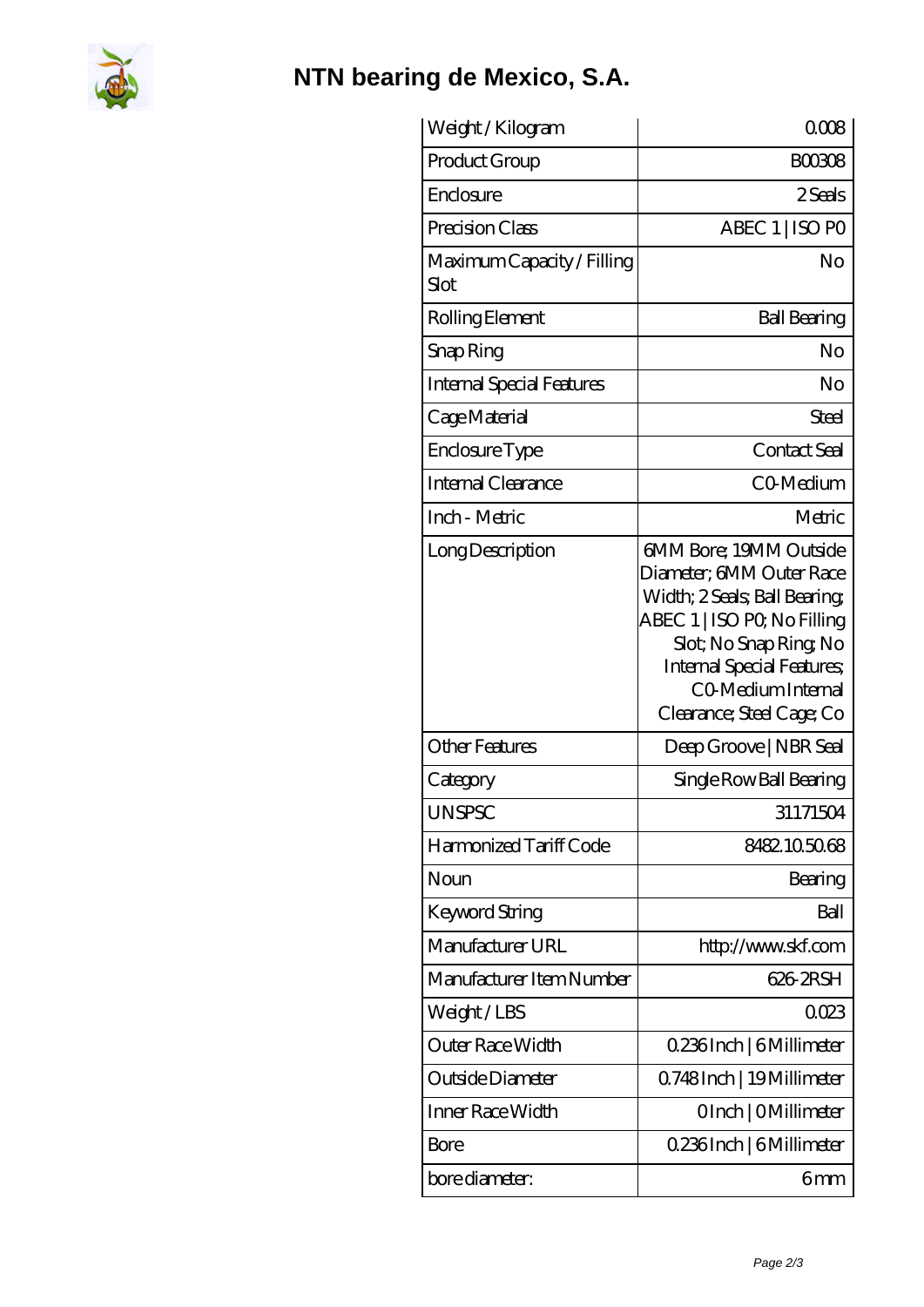# NTN bearing de Mexico, S.A.

| Weight / Kilogram | 0.008 |
| --- | --- |
| Product Group | B00308 |
| Enclosure | 2 Seals |
| Precision Class | ABEC 1 \| ISO P0 |
| Maximum Capacity / Filling Slot | No |
| Rolling Element | Ball Bearing |
| Snap Ring | No |
| Internal Special Features | No |
| Cage Material | Steel |
| Enclosure Type | Contact Seal |
| Internal Clearance | C0-Medium |
| Inch - Metric | Metric |
| Long Description | 6MM Bore; 19MM Outside Diameter; 6MM Outer Race Width; 2 Seals; Ball Bearing; ABEC 1 \| ISO P0; No Filling Slot; No Snap Ring; No Internal Special Features; C0-Medium Internal Clearance; Steel Cage; Co |
| Other Features | Deep Groove \| NBR Seal |
| Category | Single Row Ball Bearing |
| UNSPSC | 31171504 |
| Harmonized Tariff Code | 8482.10.50.68 |
| Noun | Bearing |
| Keyword String | Ball |
| Manufacturer URL | http://www.skf.com |
| Manufacturer Item Number | 626-2RSH |
| Weight / LBS | 0.023 |
| Outer Race Width | 0.236 Inch \| 6 Millimeter |
| Outside Diameter | 0.748 Inch \| 19 Millimeter |
| Inner Race Width | 0 Inch \| 0 Millimeter |
| Bore | 0.236 Inch \| 6 Millimeter |
| bore diameter: | 6 mm |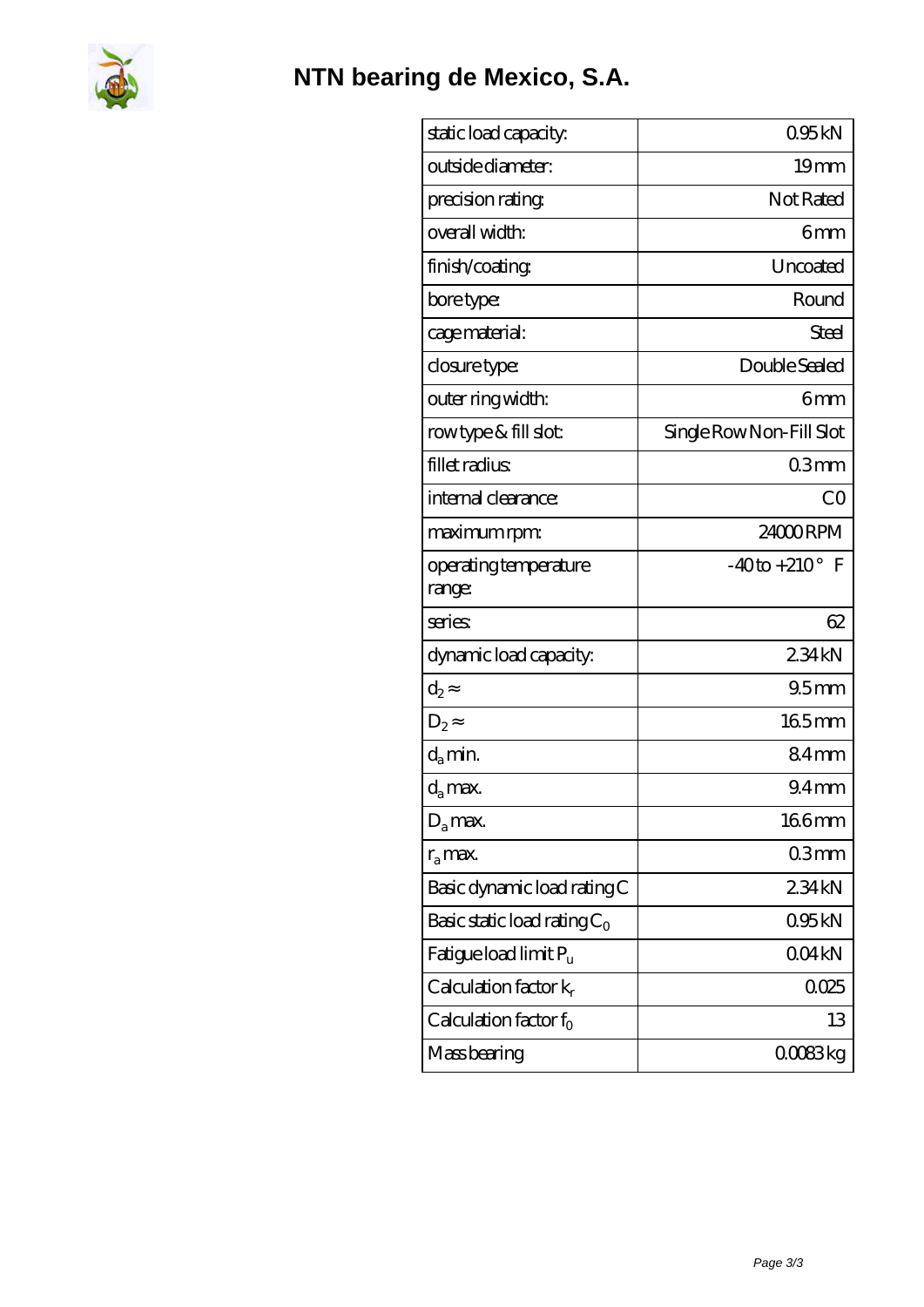# NTN bearing de Mexico, S.A.

| | |
|---|---|
| static load capacity: | 0.95 kN |
| outside diameter: | 19 mm |
| precision rating: | Not Rated |
| overall width: | 6 mm |
| finish/coating: | Uncoated |
| bore type: | Round |
| cage material: | Steel |
| closure type: | Double Sealed |
| outer ring width: | 6 mm |
| row type & fill slot: | Single Row Non-Fill Slot |
| fillet radius: | 0.3 mm |
| internal clearance: | C0 |
| maximum rpm: | 24000 RPM |
| operating temperature range: | -40 to +210 ° F |
| series: | 62 |
| dynamic load capacity: | 2.34 kN |
| $d_2 \approx$ | 9.5 mm |
| $D_2 \approx$ | 16.5 mm |
| $d_a$ min. | 8.4 mm |
| $d_a$ max. | 9.4 mm |
| $D_a$ max. | 16.6 mm |
| $r_a$ max. | 0.3 mm |
| Basic dynamic load rating C | 2.34 kN |
| Basic static load rating $C_0$ | 0.95 kN |
| Fatigue load limit $P_u$ | 0.04 kN |
| Calculation factor $k_r$ | 0.025 |
| Calculation factor $f_0$ | 13 |
| Mass bearing | 0.0083 kg |